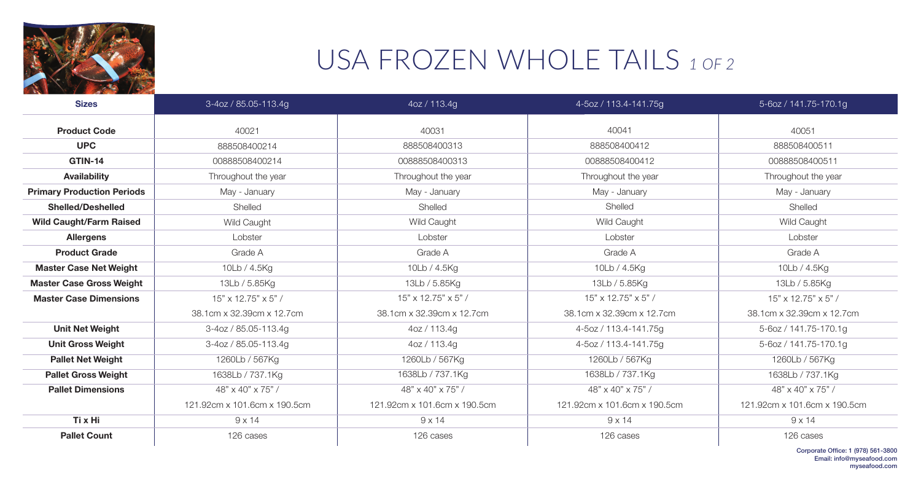# USA FROZEN WHOLE TAILS *1 OF 2*

| Sizes | 3-4oz / 85.05-113.4g | 4oz / 113.4g | 4-5oz / 113.4-141.75g | 5-6oz / 141.75-170.1g |
|---|---|---|---|---|
| **Product Code** | 40021 | 40031 | 40041 | 40051 |
| **UPC** | 888508400214 | 888508400313 | 888508400412 | 888508400511 |
| **GTIN-14** | 00888508400214 | 00888508400313 | 00888508400412 | 00888508400511 |
| **Availability** | Throughout the year | Throughout the year | Throughout the year | Throughout the year |
| **Primary Production Periods** | May - January | May - January | May - January | May - January |
| **Shelled/Deshelled** | Shelled | Shelled | Shelled | Shelled |
| **Wild Caught/Farm Raised** | Wild Caught | Wild Caught | Wild Caught | Wild Caught |
| **Allergens** | Lobster | Lobster | Lobster | Lobster |
| **Product Grade** | Grade A | Grade A | Grade A | Grade A |
| **Master Case Net Weight** | 10Lb / 4.5Kg | 10Lb / 4.5Kg | 10Lb / 4.5Kg | 10Lb / 4.5Kg |
| **Master Case Gross Weight** | 13Lb / 5.85Kg | 13Lb / 5.85Kg | 13Lb / 5.85Kg | 13Lb / 5.85Kg |
| **Master Case Dimensions** | 15" x 12.75" x 5" / 38.1cm x 32.39cm x 12.7cm | 15" x 12.75" x 5" / 38.1cm x 32.39cm x 12.7cm | 15" x 12.75" x 5" / 38.1cm x 32.39cm x 12.7cm | 15" x 12.75" x 5" / 38.1cm x 32.39cm x 12.7cm |
| **Unit Net Weight** | 3-4oz / 85.05-113.4g | 4oz / 113.4g | 4-5oz / 113.4-141.75g | 5-6oz / 141.75-170.1g |
| **Unit Gross Weight** | 3-4oz / 85.05-113.4g | 4oz / 113.4g | 4-5oz / 113.4-141.75g | 5-6oz / 141.75-170.1g |
| **Pallet Net Weight** | 1260Lb / 567Kg | 1260Lb / 567Kg | 1260Lb / 567Kg | 1260Lb / 567Kg |
| **Pallet Gross Weight** | 1638Lb / 737.1Kg | 1638Lb / 737.1Kg | 1638Lb / 737.1Kg | 1638Lb / 737.1Kg |
| **Pallet Dimensions** | 48" x 40" x 75" / 121.92cm x 101.6cm x 190.5cm | 48" x 40" x 75" / 121.92cm x 101.6cm x 190.5cm | 48" x 40" x 75" / 121.92cm x 101.6cm x 190.5cm | 48" x 40" x 75" / 121.92cm x 101.6cm x 190.5cm |
| **Ti x Hi** | 9 x 14 | 9 x 14 | 9 x 14 | 9 x 14 |
| **Pallet Count** | 126 cases | 126 cases | 126 cases | 126 cases |

**Corporate Office: 1 (978) 561-3800**
**Email: info@myseafood.com**
**myseafood.com**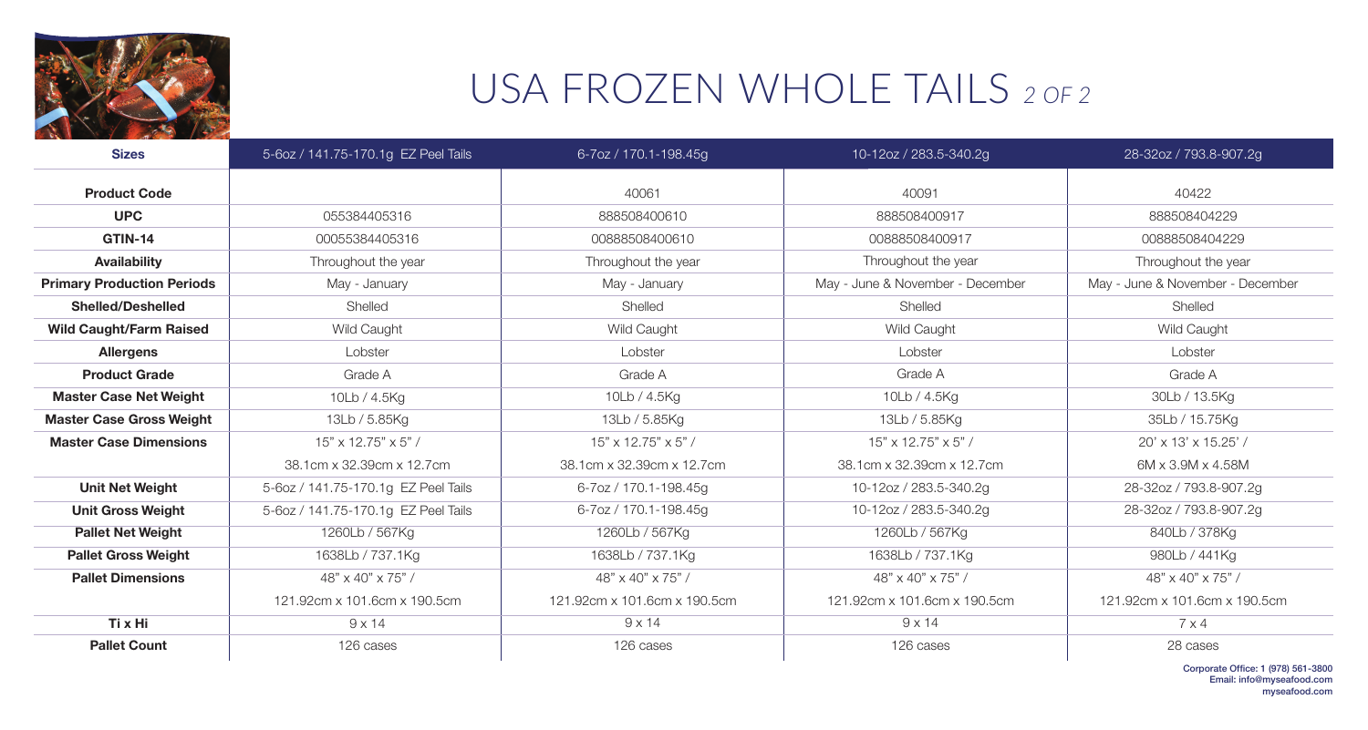# USA FROZEN WHOLE TAILS *2 OF 2*

| Sizes | 5-6oz / 141.75-170.1g EZ Peel Tails | 6-7oz / 170.1-198.45g | 10-12oz / 283.5-340.2g | 28-32oz / 793.8-907.2g |
|---|---|---|---|---|
| **Product Code** | | 40061 | 40091 | 40422 |
| **UPC** | 055384405316 | 888508400610 | 888508400917 | 888508404229 |
| **GTIN-14** | 00055384405316 | 00888508400610 | 00888508400917 | 00888508404229 |
| **Availability** | Throughout the year | Throughout the year | Throughout the year | Throughout the year |
| **Primary Production Periods** | May - January | May - January | May - June & November - December | May - June & November - December |
| **Shelled/Deshelled** | Shelled | Shelled | Shelled | Shelled |
| **Wild Caught/Farm Raised** | Wild Caught | Wild Caught | Wild Caught | Wild Caught |
| **Allergens** | Lobster | Lobster | Lobster | Lobster |
| **Product Grade** | Grade A | Grade A | Grade A | Grade A |
| **Master Case Net Weight** | 10Lb / 4.5Kg | 10Lb / 4.5Kg | 10Lb / 4.5Kg | 30Lb / 13.5Kg |
| **Master Case Gross Weight** | 13Lb / 5.85Kg | 13Lb / 5.85Kg | 13Lb / 5.85Kg | 35Lb / 15.75Kg |
| **Master Case Dimensions** | 15" x 12.75" x 5" / 38.1cm x 32.39cm x 12.7cm | 15" x 12.75" x 5" / 38.1cm x 32.39cm x 12.7cm | 15" x 12.75" x 5" / 38.1cm x 32.39cm x 12.7cm | 20' x 13' x 15.25' / 6M x 3.9M x 4.58M |
| **Unit Net Weight** | 5-6oz / 141.75-170.1g EZ Peel Tails | 6-7oz / 170.1-198.45g | 10-12oz / 283.5-340.2g | 28-32oz / 793.8-907.2g |
| **Unit Gross Weight** | 5-6oz / 141.75-170.1g EZ Peel Tails | 6-7oz / 170.1-198.45g | 10-12oz / 283.5-340.2g | 28-32oz / 793.8-907.2g |
| **Pallet Net Weight** | 1260Lb / 567Kg | 1260Lb / 567Kg | 1260Lb / 567Kg | 840Lb / 378Kg |
| **Pallet Gross Weight** | 1638Lb / 737.1Kg | 1638Lb / 737.1Kg | 1638Lb / 737.1Kg | 980Lb / 441Kg |
| **Pallet Dimensions** | 48" x 40" x 75" / 121.92cm x 101.6cm x 190.5cm | 48" x 40" x 75" / 121.92cm x 101.6cm x 190.5cm | 48" x 40" x 75" / 121.92cm x 101.6cm x 190.5cm | 48" x 40" x 75" / 121.92cm x 101.6cm x 190.5cm |
| **Ti x Hi** | 9 x 14 | 9 x 14 | 9 x 14 | 7 x 4 |
| **Pallet Count** | 126 cases | 126 cases | 126 cases | 28 cases |

**Corporate Office: 1 (978) 561-3800**
**Email: info@myseafood.com**
**myseafood.com**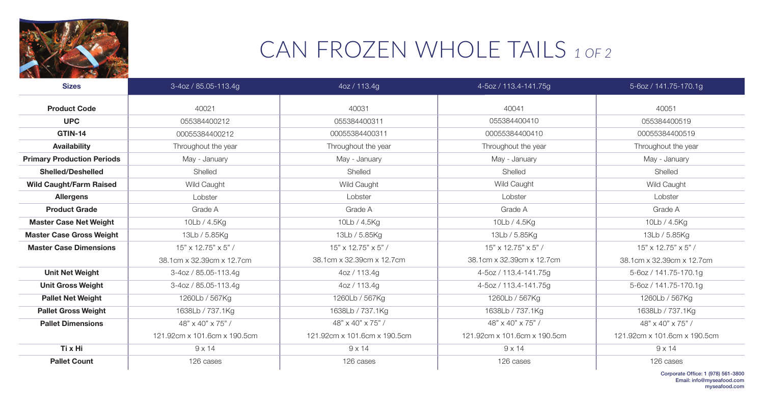# CAN FROZEN WHOLE TAILS *1 OF 2*

| Sizes | 3-4oz / 85.05-113.4g | 4oz / 113.4g | 4-5oz / 113.4-141.75g | 5-6oz / 141.75-170.1g |
|---|---|---|---|---|
| **Product Code** | 40021 | 40031 | 40041 | 40051 |
| **UPC** | 055384400212 | 055384400311 | 055384400410 | 055384400519 |
| **GTIN-14** | 00055384400212 | 00055384400311 | 00055384400410 | 00055384400519 |
| **Availability** | Throughout the year | Throughout the year | Throughout the year | Throughout the year |
| **Primary Production Periods** | May - January | May - January | May - January | May - January |
| **Shelled/Deshelled** | Shelled | Shelled | Shelled | Shelled |
| **Wild Caught/Farm Raised** | Wild Caught | Wild Caught | Wild Caught | Wild Caught |
| **Allergens** | Lobster | Lobster | Lobster | Lobster |
| **Product Grade** | Grade A | Grade A | Grade A | Grade A |
| **Master Case Net Weight** | 10Lb / 4.5Kg | 10Lb / 4.5Kg | 10Lb / 4.5Kg | 10Lb / 4.5Kg |
| **Master Case Gross Weight** | 13Lb / 5.85Kg | 13Lb / 5.85Kg | 13Lb / 5.85Kg | 13Lb / 5.85Kg |
| **Master Case Dimensions** | 15" x 12.75" x 5" / 38.1cm x 32.39cm x 12.7cm | 15" x 12.75" x 5" / 38.1cm x 32.39cm x 12.7cm | 15" x 12.75" x 5" / 38.1cm x 32.39cm x 12.7cm | 15" x 12.75" x 5" / 38.1cm x 32.39cm x 12.7cm |
| **Unit Net Weight** | 3-4oz / 85.05-113.4g | 4oz / 113.4g | 4-5oz / 113.4-141.75g | 5-6oz / 141.75-170.1g |
| **Unit Gross Weight** | 3-4oz / 85.05-113.4g | 4oz / 113.4g | 4-5oz / 113.4-141.75g | 5-6oz / 141.75-170.1g |
| **Pallet Net Weight** | 1260Lb / 567Kg | 1260Lb / 567Kg | 1260Lb / 567Kg | 1260Lb / 567Kg |
| **Pallet Gross Weight** | 1638Lb / 737.1Kg | 1638Lb / 737.1Kg | 1638Lb / 737.1Kg | 1638Lb / 737.1Kg |
| **Pallet Dimensions** | 48" x 40" x 75" / 121.92cm x 101.6cm x 190.5cm | 48" x 40" x 75" / 121.92cm x 101.6cm x 190.5cm | 48" x 40" x 75" / 121.92cm x 101.6cm x 190.5cm | 48" x 40" x 75" / 121.92cm x 101.6cm x 190.5cm |
| **Ti x Hi** | 9 x 14 | 9 x 14 | 9 x 14 | 9 x 14 |
| **Pallet Count** | 126 cases | 126 cases | 126 cases | 126 cases |

**Corporate Office: 1 (978) 561-3800**
**Email: info@myseafood.com**
**myseafood.com**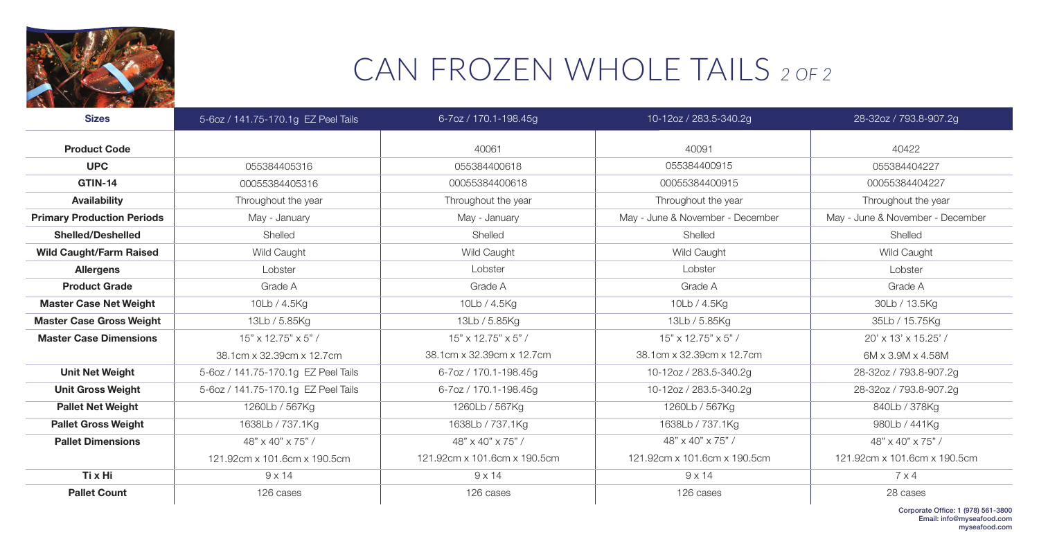# CAN FROZEN WHOLE TAILS *2 OF 2*

| Sizes | 5-6oz / 141.75-170.1g EZ Peel Tails | 6-7oz / 170.1-198.45g | 10-12oz / 283.5-340.2g | 28-32oz / 793.8-907.2g |
|---|---|---|---|---|
| **Product Code** | | 40061 | 40091 | 40422 |
| **UPC** | 055384405316 | 055384400618 | 055384400915 | 055384404227 |
| **GTIN-14** | 00055384405316 | 00055384400618 | 00055384400915 | 00055384404227 |
| **Availability** | Throughout the year | Throughout the year | Throughout the year | Throughout the year |
| **Primary Production Periods** | May - January | May - January | May - June & November - December | May - June & November - December |
| **Shelled/Deshelled** | Shelled | Shelled | Shelled | Shelled |
| **Wild Caught/Farm Raised** | Wild Caught | Wild Caught | Wild Caught | Wild Caught |
| **Allergens** | Lobster | Lobster | Lobster | Lobster |
| **Product Grade** | Grade A | Grade A | Grade A | Grade A |
| **Master Case Net Weight** | 10Lb / 4.5Kg | 10Lb / 4.5Kg | 10Lb / 4.5Kg | 30Lb / 13.5Kg |
| **Master Case Gross Weight** | 13Lb / 5.85Kg | 13Lb / 5.85Kg | 13Lb / 5.85Kg | 35Lb / 15.75Kg |
| **Master Case Dimensions** | 15" x 12.75" x 5" / 38.1cm x 32.39cm x 12.7cm | 15" x 12.75" x 5" / 38.1cm x 32.39cm x 12.7cm | 15" x 12.75" x 5" / 38.1cm x 32.39cm x 12.7cm | 20' x 13' x 15.25' / 6M x 3.9M x 4.58M |
| **Unit Net Weight** | 5-6oz / 141.75-170.1g EZ Peel Tails | 6-7oz / 170.1-198.45g | 10-12oz / 283.5-340.2g | 28-32oz / 793.8-907.2g |
| **Unit Gross Weight** | 5-6oz / 141.75-170.1g EZ Peel Tails | 6-7oz / 170.1-198.45g | 10-12oz / 283.5-340.2g | 28-32oz / 793.8-907.2g |
| **Pallet Net Weight** | 1260Lb / 567Kg | 1260Lb / 567Kg | 1260Lb / 567Kg | 840Lb / 378Kg |
| **Pallet Gross Weight** | 1638Lb / 737.1Kg | 1638Lb / 737.1Kg | 1638Lb / 737.1Kg | 980Lb / 441Kg |
| **Pallet Dimensions** | 48" x 40" x 75" / 121.92cm x 101.6cm x 190.5cm | 48" x 40" x 75" / 121.92cm x 101.6cm x 190.5cm | 48" x 40" x 75" / 121.92cm x 101.6cm x 190.5cm | 48" x 40" x 75" / 121.92cm x 101.6cm x 190.5cm |
| **Ti x Hi** | 9 x 14 | 9 x 14 | 9 x 14 | 7 x 4 |
| **Pallet Count** | 126 cases | 126 cases | 126 cases | 28 cases |

Corporate Office: 1 (978) 561-3800
Email: info@myseafood.com
myseafood.com